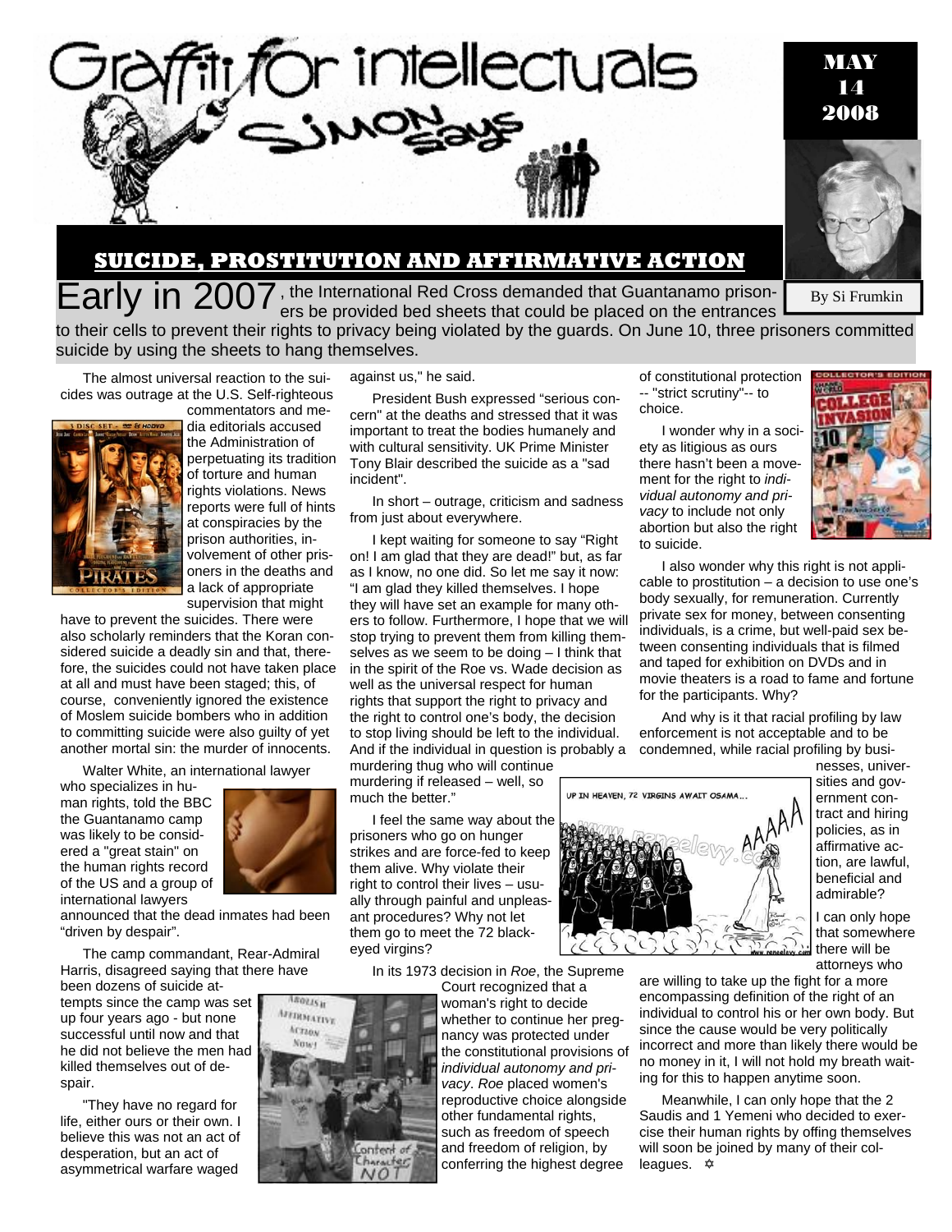# Graffiti for intellectuals

## SIMON Says

**MAY 14 2008**

By Si Frumkin

## SUICIDE, PROSTITUTION AND AFFIRMATIVE ACTION

**Early in 2007**, the International Red Cross demanded that Guantanamo prisoners be provided bed sheets that could be placed on the entrances to their cells to prevent their rights to privacy being violated by the guards. On June 10, three prisoners committed suicide by using the sheets to hang themselves.

The almost universal reaction to the suicides was outrage at the U.S. Self-righteous commentators and media editorials accused the Administration of perpetuating its tradition of torture and human rights violations. News reports were full of hints at conspiracies by the prison authorities, involvement of other prisoners in the deaths and a lack of appropriate supervision that might have to prevent the suicides. There were also scholarly reminders that the Koran considered suicide a deadly sin and that, therefore, the suicides could not have taken place at all and must have been staged; this, of course, conveniently ignored the existence of Moslem suicide bombers who in addition to committing suicide were also guilty of yet another mortal sin: the murder of innocents.

Walter White, an international lawyer who specializes in human rights, told the BBC the Guantanamo camp was likely to be considered a "great stain" on the human rights record of the US and a group of international lawyers announced that the dead inmates had been "driven by despair".

The camp commandant, Rear-Admiral Harris, disagreed saying that there have been dozens of suicide attempts since the camp was set up four years ago - but none successful until now and that he did not believe the men had killed themselves out of despair.

"They have no regard for life, either ours or their own. I believe this was not an act of desperation, but an act of asymmetrical warfare waged against us," he said.

President Bush expressed "serious concern" at the deaths and stressed that it was important to treat the bodies humanely and with cultural sensitivity. UK Prime Minister Tony Blair described the suicide as a "sad incident".

In short – outrage, criticism and sadness from just about everywhere.

I kept waiting for someone to say "Right on! I am glad that they are dead!" but, as far as I know, no one did. So let me say it now: "I am glad they killed themselves. I hope they will have set an example for many others to follow. Furthermore, I hope that we will stop trying to prevent them from killing themselves as we seem to be doing – I think that in the spirit of the Roe vs. Wade decision as well as the universal respect for human rights that support the right to privacy and the right to control one's body, the decision to stop living should be left to the individual. And if the individual in question is probably a murdering thug who will continue murdering if released – well, so much the better."

I feel the same way about the prisoners who go on hunger strikes and are force-fed to keep them alive. Why violate their right to control their lives – usually through painful and unpleasant procedures? Why not let them go to meet the 72 black-eyed virgins?

In its 1973 decision in *Roe*, the Supreme Court recognized that a woman's right to decide whether to continue her pregnancy was protected under the constitutional provisions of *individual autonomy and privacy*. *Roe* placed women's reproductive choice alongside other fundamental rights, such as freedom of speech and freedom of religion, by conferring the highest degree of constitutional protection -- "strict scrutiny"-- to choice.

I wonder why in a society as litigious as ours there hasn't been a movement for the right to *individual autonomy and privacy* to include not only abortion but also the right to suicide.

I also wonder why this right is not applicable to prostitution – a decision to use one's body sexually, for remuneration. Currently private sex for money, between consenting individuals, is a crime, but well-paid sex between consenting individuals that is filmed and taped for exhibition on DVDs and in movie theaters is a road to fame and fortune for the participants. Why?

And why is it that racial profiling by law enforcement is not acceptable and to be condemned, while racial profiling by businesses, universities and government contract and hiring policies, as in affirmative action, are lawful, beneficial and admirable?

I can only hope that somewhere there will be attorneys who are willing to take up the fight for a more encompassing definition of the right of an individual to control his or her own body. But since the cause would be very politically incorrect and more than likely there would be no money in it, I will not hold my breath waiting for this to happen anytime soon.

Meanwhile, I can only hope that the 2 Saudis and 1 Yemeni who decided to exercise their human rights by offing themselves will soon be joined by many of their colleagues. ✡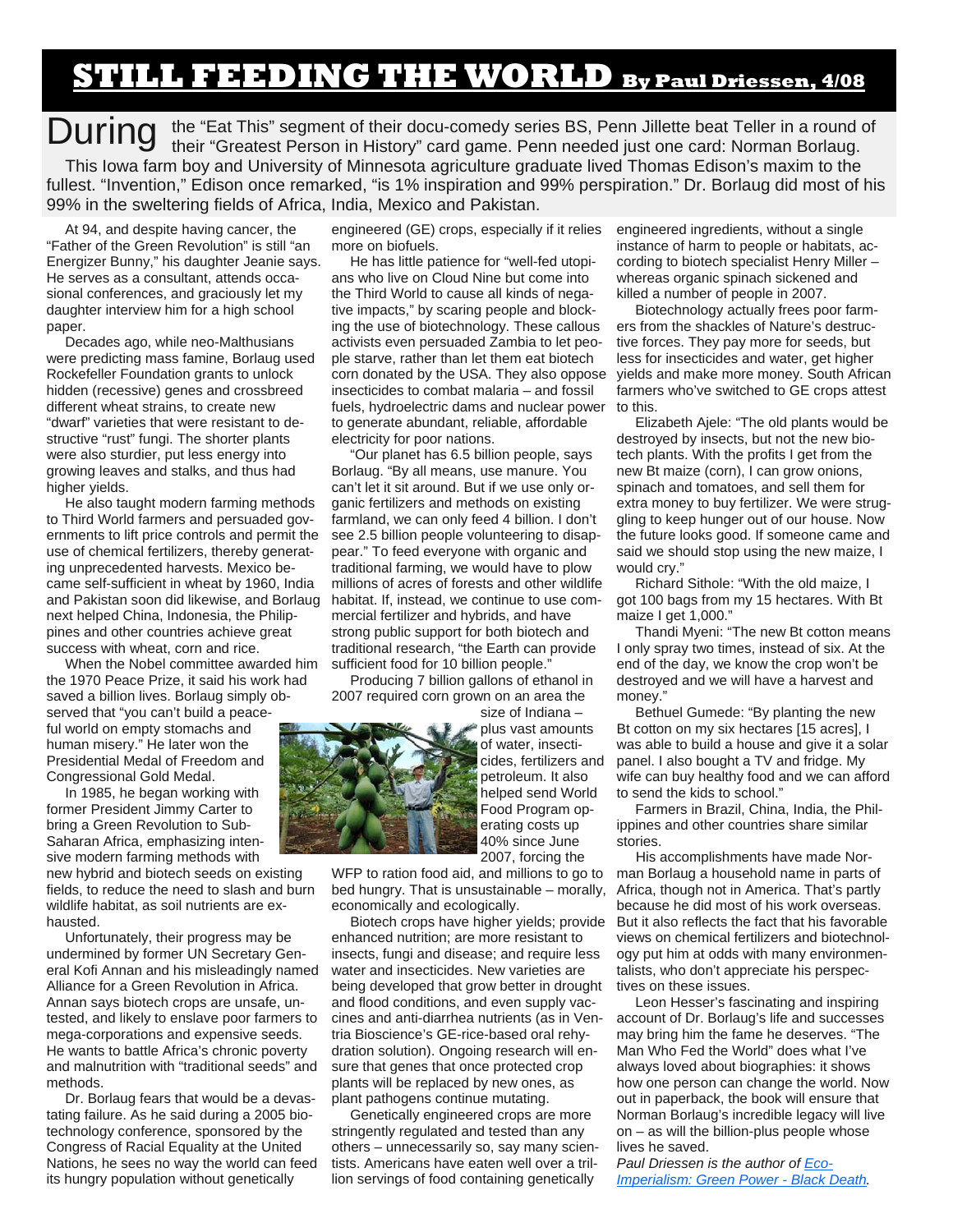# STILL FEEDING THE WORLD By Paul Driessen, 4/08

During the "Eat This" segment of their docu-comedy series BS, Penn Jillette beat Teller in a round of their "Greatest Person in History" card game. Penn needed just one card: Norman Borlaug.

This Iowa farm boy and University of Minnesota agriculture graduate lived Thomas Edison's maxim to the fullest. "Invention," Edison once remarked, "is 1% inspiration and 99% perspiration." Dr. Borlaug did most of his 99% in the sweltering fields of Africa, India, Mexico and Pakistan.

At 94, and despite having cancer, the "Father of the Green Revolution" is still "an Energizer Bunny," his daughter Jeanie says. He serves as a consultant, attends occasional conferences, and graciously let my daughter interview him for a high school paper.

Decades ago, while neo-Malthusians were predicting mass famine, Borlaug used Rockefeller Foundation grants to unlock hidden (recessive) genes and crossbreed different wheat strains, to create new "dwarf" varieties that were resistant to destructive "rust" fungi. The shorter plants were also sturdier, put less energy into growing leaves and stalks, and thus had higher yields.

He also taught modern farming methods to Third World farmers and persuaded governments to lift price controls and permit the use of chemical fertilizers, thereby generating unprecedented harvests. Mexico became self-sufficient in wheat by 1960, India and Pakistan soon did likewise, and Borlaug next helped China, Indonesia, the Philippines and other countries achieve great success with wheat, corn and rice.

When the Nobel committee awarded him the 1970 Peace Prize, it said his work had saved a billion lives. Borlaug simply observed that "you can't build a peaceful world on empty stomachs and human misery." He later won the Presidential Medal of Freedom and Congressional Gold Medal.

In 1985, he began working with former President Jimmy Carter to bring a Green Revolution to Sub-Saharan Africa, emphasizing intensive modern farming methods with new hybrid and biotech seeds on existing fields, to reduce the need to slash and burn wildlife habitat, as soil nutrients are exhausted.

Unfortunately, their progress may be undermined by former UN Secretary General Kofi Annan and his misleadingly named Alliance for a Green Revolution in Africa. Annan says biotech crops are unsafe, untested, and likely to enslave poor farmers to mega-corporations and expensive seeds. He wants to battle Africa's chronic poverty and malnutrition with "traditional seeds" and methods.

Dr. Borlaug fears that would be a devastating failure. As he said during a 2005 biotechnology conference, sponsored by the Congress of Racial Equality at the United Nations, he sees no way the world can feed its hungry population without genetically engineered (GE) crops, especially if it relies more on biofuels.

He has little patience for "well-fed utopians who live on Cloud Nine but come into the Third World to cause all kinds of negative impacts," by scaring people and blocking the use of biotechnology. These callous activists even persuaded Zambia to let people starve, rather than let them eat biotech corn donated by the USA. They also oppose insecticides to combat malaria – and fossil fuels, hydroelectric dams and nuclear power to generate abundant, reliable, affordable electricity for poor nations.

"Our planet has 6.5 billion people, says Borlaug. "By all means, use manure. You can't let it sit around. But if we use only organic fertilizers and methods on existing farmland, we can only feed 4 billion. I don't see 2.5 billion people volunteering to disappear." To feed everyone with organic and traditional farming, we would have to plow millions of acres of forests and other wildlife habitat. If, instead, we continue to use commercial fertilizer and hybrids, and have strong public support for both biotech and traditional research, "the Earth can provide sufficient food for 10 billion people."

Producing 7 billion gallons of ethanol in 2007 required corn grown on an area the size of Indiana – plus vast amounts of water, insecticides, fertilizers and petroleum. It also helped send World Food Program operating costs up 40% since June 2007, forcing the WFP to ration food aid, and millions to go to bed hungry. That is unsustainable – morally, economically and ecologically.

Biotech crops have higher yields; provide enhanced nutrition; are more resistant to insects, fungi and disease; and require less water and insecticides. New varieties are being developed that grow better in drought and flood conditions, and even supply vaccines and anti-diarrhea nutrients (as in Ventria Bioscience's GE-rice-based oral rehydration solution). Ongoing research will ensure that genes that once protected crop plants will be replaced by new ones, as plant pathogens continue mutating.

Genetically engineered crops are more stringently regulated and tested than any others – unnecessarily so, say many scientists. Americans have eaten well over a trillion servings of food containing genetically engineered ingredients, without a single instance of harm to people or habitats, according to biotech specialist Henry Miller – whereas organic spinach sickened and killed a number of people in 2007.

Biotechnology actually frees poor farmers from the shackles of Nature's destructive forces. They pay more for seeds, but less for insecticides and water, get higher yields and make more money. South African farmers who've switched to GE crops attest to this.

Elizabeth Ajele: "The old plants would be destroyed by insects, but not the new biotech plants. With the profits I get from the new Bt maize (corn), I can grow onions, spinach and tomatoes, and sell them for extra money to buy fertilizer. We were struggling to keep hunger out of our house. Now the future looks good. If someone came and said we should stop using the new maize, I would cry."

Richard Sithole: "With the old maize, I got 100 bags from my 15 hectares. With Bt maize I get 1,000."

Thandi Myeni: "The new Bt cotton means I only spray two times, instead of six. At the end of the day, we know the crop won't be destroyed and we will have a harvest and money."

Bethuel Gumede: "By planting the new Bt cotton on my six hectares [15 acres], I was able to build a house and give it a solar panel. I also bought a TV and fridge. My wife can buy healthy food and we can afford to send the kids to school."

Farmers in Brazil, China, India, the Philippines and other countries share similar stories.

His accomplishments have made Norman Borlaug a household name in parts of Africa, though not in America. That's partly because he did most of his work overseas. But it also reflects the fact that his favorable views on chemical fertilizers and biotechnology put him at odds with many environmentalists, who don't appreciate his perspectives on these issues.

Leon Hesser's fascinating and inspiring account of Dr. Borlaug's life and successes may bring him the fame he deserves. "The Man Who Fed the World" does what I've always loved about biographies: it shows how one person can change the world. Now out in paperback, the book will ensure that Norman Borlaug's incredible legacy will live on – as will the billion-plus people whose lives he saved.

*Paul Driessen is the author of Eco-Imperialism: Green Power - Black Death.*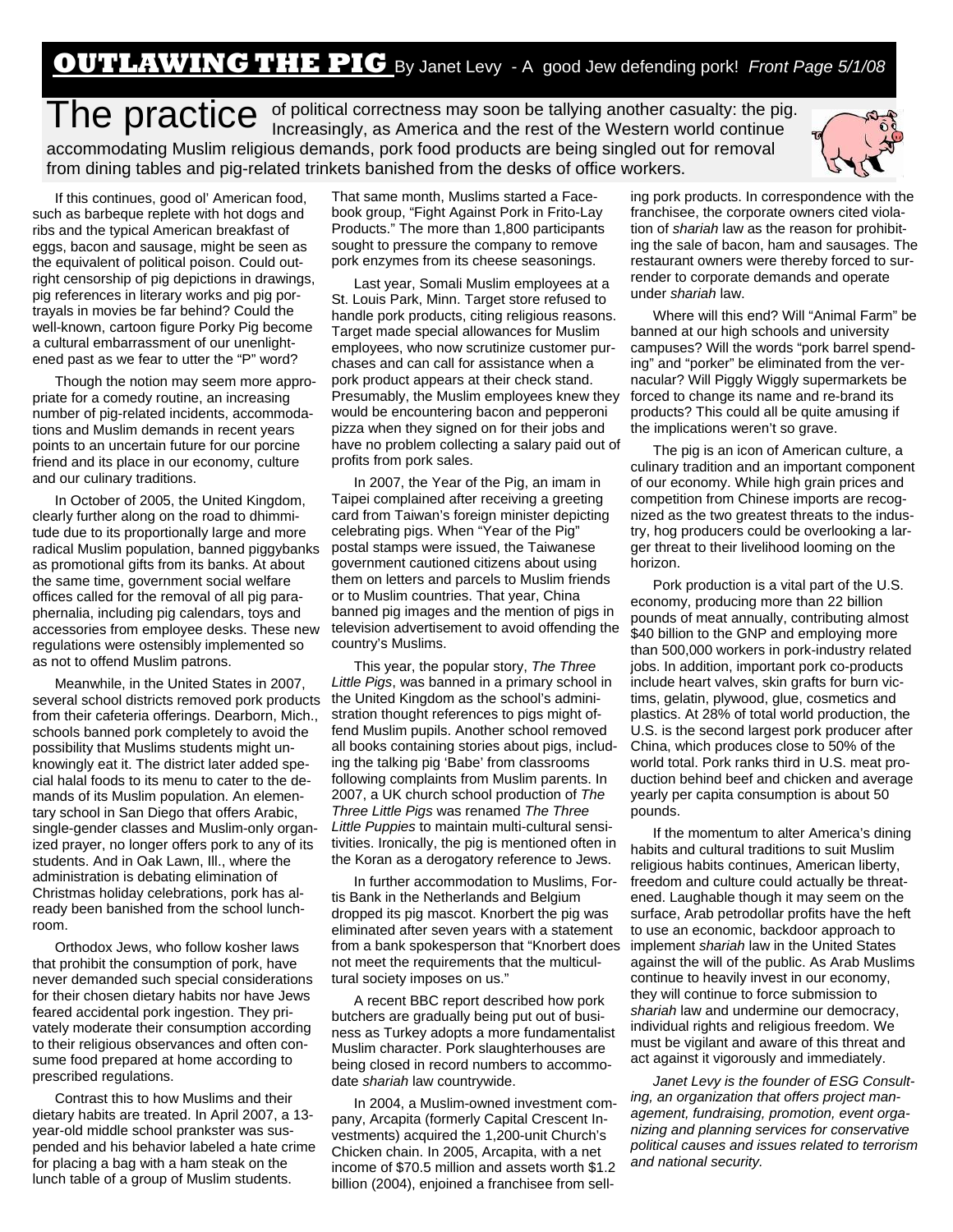# OUTLAWING THE PIG

By Janet Levy - A good Jew defending pork! *Front Page 5/1/08*

The practice of political correctness may soon be tallying another casualty: the pig. Increasingly, as America and the rest of the Western world continue accommodating Muslim religious demands, pork food products are being singled out for removal from dining tables and pig-related trinkets banished from the desks of office workers.

If this continues, good ol' American food, such as barbeque replete with hot dogs and ribs and the typical American breakfast of eggs, bacon and sausage, might be seen as the equivalent of political poison. Could outright censorship of pig depictions in drawings, pig references in literary works and pig portrayals in movies be far behind? Could the well-known, cartoon figure Porky Pig become a cultural embarrassment of our unenlightened past as we fear to utter the "P" word?

Though the notion may seem more appropriate for a comedy routine, an increasing number of pig-related incidents, accommodations and Muslim demands in recent years points to an uncertain future for our porcine friend and its place in our economy, culture and our culinary traditions.

In October of 2005, the United Kingdom, clearly further along on the road to dhimmitude due to its proportionally large and more radical Muslim population, banned piggybanks as promotional gifts from its banks. At about the same time, government social welfare offices called for the removal of all pig paraphernalia, including pig calendars, toys and accessories from employee desks. These new regulations were ostensibly implemented so as not to offend Muslim patrons.

Meanwhile, in the United States in 2007, several school districts removed pork products from their cafeteria offerings. Dearborn, Mich., schools banned pork completely to avoid the possibility that Muslims students might unknowingly eat it. The district later added special halal foods to its menu to cater to the demands of its Muslim population. An elementary school in San Diego that offers Arabic, single-gender classes and Muslim-only organized prayer, no longer offers pork to any of its students. And in Oak Lawn, Ill., where the administration is debating elimination of Christmas holiday celebrations, pork has already been banished from the school lunchroom.

Orthodox Jews, who follow kosher laws that prohibit the consumption of pork, have never demanded such special considerations for their chosen dietary habits nor have Jews feared accidental pork ingestion. They privately moderate their consumption according to their religious observances and often consume food prepared at home according to prescribed regulations.

Contrast this to how Muslims and their dietary habits are treated. In April 2007, a 13-year-old middle school prankster was suspended and his behavior labeled a hate crime for placing a bag with a ham steak on the lunch table of a group of Muslim students.

That same month, Muslims started a Facebook group, "Fight Against Pork in Frito-Lay Products." The more than 1,800 participants sought to pressure the company to remove pork enzymes from its cheese seasonings.

Last year, Somali Muslim employees at a St. Louis Park, Minn. Target store refused to handle pork products, citing religious reasons. Target made special allowances for Muslim employees, who now scrutinize customer purchases and can call for assistance when a pork product appears at their check stand. Presumably, the Muslim employees knew they would be encountering bacon and pepperoni pizza when they signed on for their jobs and have no problem collecting a salary paid out of profits from pork sales.

In 2007, the Year of the Pig, an imam in Taipei complained after receiving a greeting card from Taiwan's foreign minister depicting celebrating pigs. When "Year of the Pig" postal stamps were issued, the Taiwanese government cautioned citizens about using them on letters and parcels to Muslim friends or to Muslim countries. That year, China banned pig images and the mention of pigs in television advertisement to avoid offending the country's Muslims.

This year, the popular story, *The Three Little Pigs*, was banned in a primary school in the United Kingdom as the school's administration thought references to pigs might offend Muslim pupils. Another school removed all books containing stories about pigs, including the talking pig 'Babe' from classrooms following complaints from Muslim parents. In 2007, a UK church school production of *The Three Little Pigs* was renamed *The Three Little Puppies* to maintain multi-cultural sensitivities. Ironically, the pig is mentioned often in the Koran as a derogatory reference to Jews.

In further accommodation to Muslims, Fortis Bank in the Netherlands and Belgium dropped its pig mascot. Knorbert the pig was eliminated after seven years with a statement from a bank spokesperson that "Knorbert does not meet the requirements that the multicultural society imposes on us."

A recent BBC report described how pork butchers are gradually being put out of business as Turkey adopts a more fundamentalist Muslim character. Pork slaughterhouses are being closed in record numbers to accommodate *shariah* law countrywide.

In 2004, a Muslim-owned investment company, Arcapita (formerly Capital Crescent Investments) acquired the 1,200-unit Church's Chicken chain. In 2005, Arcapita, with a net income of $70.5 million and assets worth $1.2 billion (2004), enjoined a franchisee from selling pork products. In correspondence with the franchisee, the corporate owners cited violation of *shariah* law as the reason for prohibiting the sale of bacon, ham and sausages. The restaurant owners were thereby forced to surrender to corporate demands and operate under *shariah* law.

Where will this end? Will "Animal Farm" be banned at our high schools and university campuses? Will the words "pork barrel spending" and "porker" be eliminated from the vernacular? Will Piggly Wiggly supermarkets be forced to change its name and re-brand its products? This could all be quite amusing if the implications weren't so grave.

The pig is an icon of American culture, a culinary tradition and an important component of our economy. While high grain prices and competition from Chinese imports are recognized as the two greatest threats to the industry, hog producers could be overlooking a larger threat to their livelihood looming on the horizon.

Pork production is a vital part of the U.S. economy, producing more than 22 billion pounds of meat annually, contributing almost $40 billion to the GNP and employing more than 500,000 workers in pork-industry related jobs. In addition, important pork co-products include heart valves, skin grafts for burn victims, gelatin, plywood, glue, cosmetics and plastics. At 28% of total world production, the U.S. is the second largest pork producer after China, which produces close to 50% of the world total. Pork ranks third in U.S. meat production behind beef and chicken and average yearly per capita consumption is about 50 pounds.

If the momentum to alter America's dining habits and cultural traditions to suit Muslim religious habits continues, American liberty, freedom and culture could actually be threatened. Laughable though it may seem on the surface, Arab petrodollar profits have the heft to use an economic, backdoor approach to implement *shariah* law in the United States against the will of the public. As Arab Muslims continue to heavily invest in our economy, they will continue to force submission to *shariah* law and undermine our democracy, individual rights and religious freedom. We must be vigilant and aware of this threat and act against it vigorously and immediately.

*Janet Levy is the founder of ESG Consulting, an organization that offers project management, fundraising, promotion, event organizing and planning services for conservative political causes and issues related to terrorism and national security.*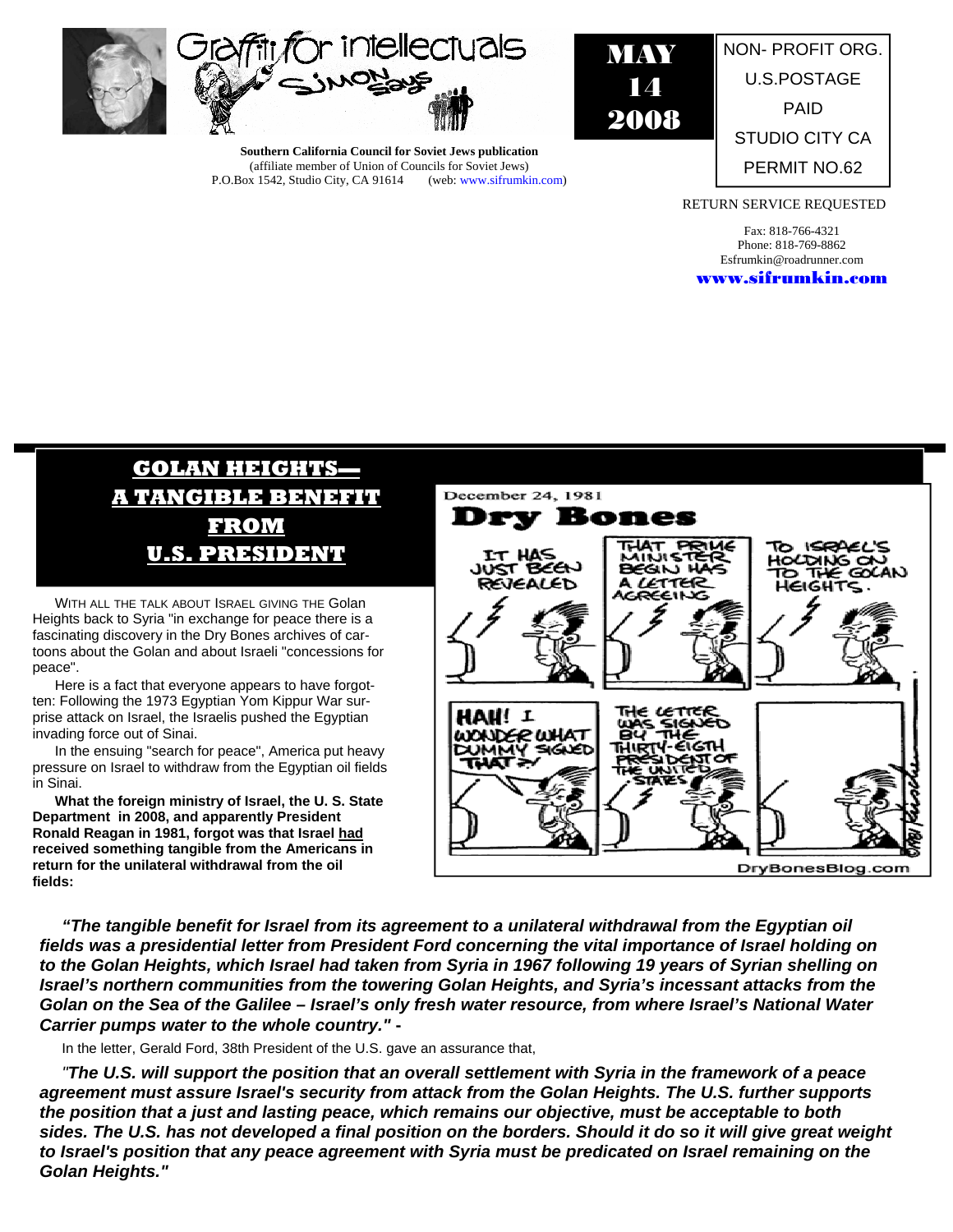Graffiti for intellectuals

SIMON says

**Southern California Council for Soviet Jews publication**
(affiliate member of Union of Councils for Soviet Jews)
P.O.Box 1542, Studio City, CA 91614 (web: www.sifrumkin.com)

**MAY 14 2008**

NON- PROFIT ORG.
U.S.POSTAGE
PAID
STUDIO CITY CA
PERMIT NO.62

RETURN SERVICE REQUESTED

Fax: 818-766-4321
Phone: 818-769-8862
Esfrumkin@roadrunner.com
**www.sifrumkin.com**

## GOLAN HEIGHTS— A TANGIBLE BENEFIT FROM U.S. PRESIDENT

WITH ALL THE TALK ABOUT ISRAEL GIVING THE Golan Heights back to Syria "in exchange for peace there is a fascinating discovery in the Dry Bones archives of cartoons about the Golan and about Israeli "concessions for peace".

Here is a fact that everyone appears to have forgotten: Following the 1973 Egyptian Yom Kippur War surprise attack on Israel, the Israelis pushed the Egyptian invading force out of Sinai.

In the ensuing "search for peace", America put heavy pressure on Israel to withdraw from the Egyptian oil fields in Sinai.

**What the foreign ministry of Israel, the U. S. State Department in 2008, and apparently President Ronald Reagan in 1981, forgot was that Israel had received something tangible from the Americans in return for the unilateral withdrawal from the oil fields:**

December 24, 1981
Dry Bones
IT HAS JUST BEEN REVEALED
THAT PRIME MINISTER BEGIN HAS A LETTER AGREEING
TO ISRAEL'S HOLDING ON TO THE GOLAN HEIGHTS.
HAH! I WONDER WHAT DUMMY SIGNED THAT?!
THE LETTER WAS SIGNED BY THE THIRTY-EIGTH PRESIDENT OF THE UNITED STATES
DryBonesBlog.com

***"The tangible benefit for Israel from its agreement to a unilateral withdrawal from the Egyptian oil fields was a presidential letter from President Ford concerning the vital importance of Israel holding on to the Golan Heights, which Israel had taken from Syria in 1967 following 19 years of Syrian shelling on Israel's northern communities from the towering Golan Heights, and Syria's incessant attacks from the Golan on the Sea of the Galilee – Israel's only fresh water resource, from where Israel's National Water Carrier pumps water to the whole country." -***

In the letter, Gerald Ford, 38th President of the U.S. gave an assurance that,

***"The U.S. will support the position that an overall settlement with Syria in the framework of a peace agreement must assure Israel's security from attack from the Golan Heights. The U.S. further supports the position that a just and lasting peace, which remains our objective, must be acceptable to both sides. The U.S. has not developed a final position on the borders. Should it do so it will give great weight to Israel's position that any peace agreement with Syria must be predicated on Israel remaining on the Golan Heights."***